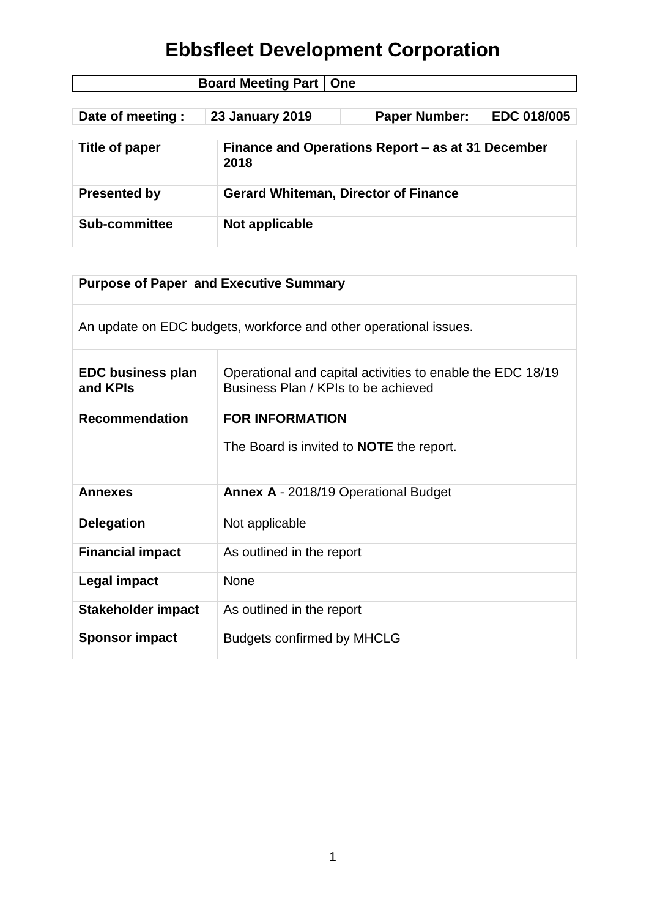# Ebbsfleet Development Corporation

| Board Meeting Part | One |
|---|---|

| Date of meeting : | 23 January 2019 | Paper Number: | EDC 018/005 |
|---|---|---|---|

| **Title of paper** | **Finance and Operations Report – as at 31 December 2018** |
|---|---|
| **Presented by** | **Gerard Whiteman, Director of Finance** |
| **Sub-committee** | **Not applicable** |

| **Purpose of Paper and Executive Summary** | |
|---|---|
| An update on EDC budgets, workforce and other operational issues. | |
| **EDC business plan and KPIs** | Operational and capital activities to enable the EDC 18/19 Business Plan / KPIs to be achieved |
| **Recommendation** | **FOR INFORMATION**<br><br>The Board is invited to **NOTE** the report. |
| **Annexes** | **Annex A** - 2018/19 Operational Budget |
| **Delegation** | Not applicable |
| **Financial impact** | As outlined in the report |
| **Legal impact** | None |
| **Stakeholder impact** | As outlined in the report |
| **Sponsor impact** | Budgets confirmed by MHCLG |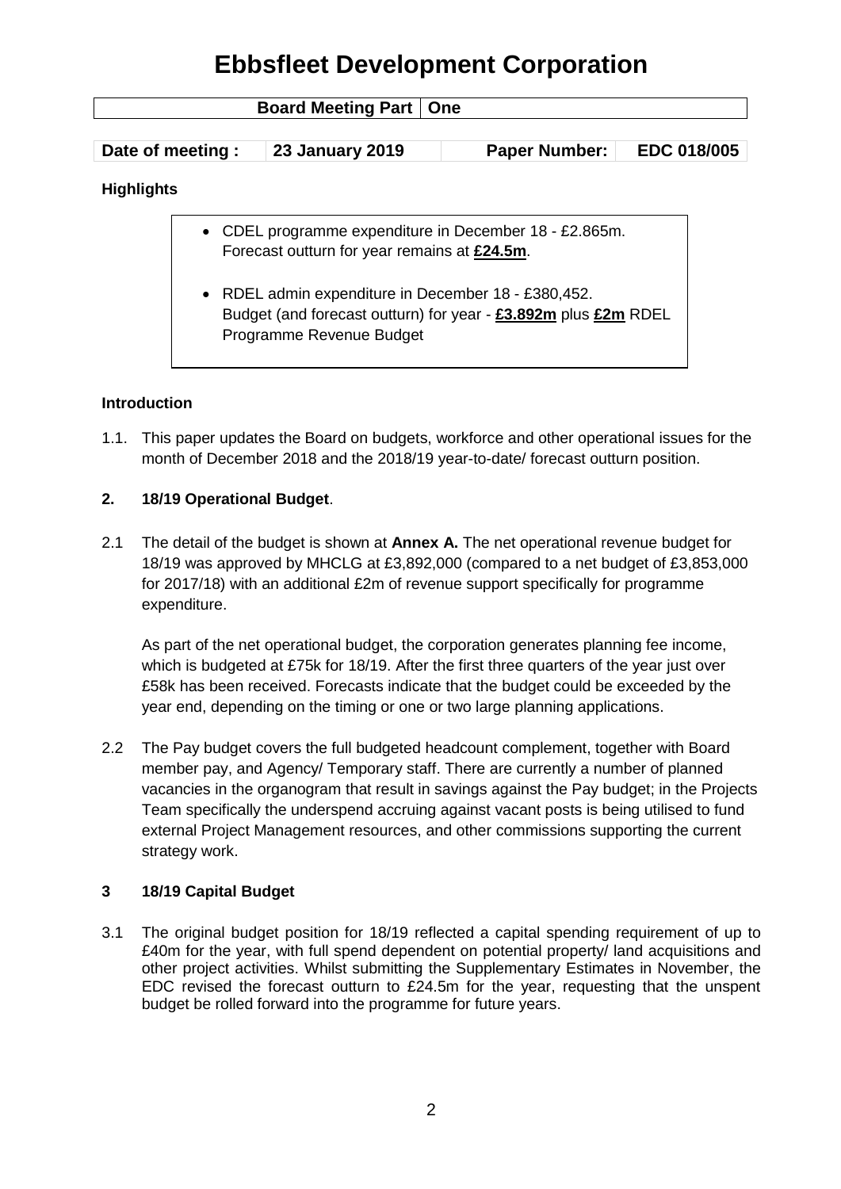# Ebbsfleet Development Corporation

| Board Meeting Part | One |
|---|---|

| Date of meeting : | 23 January 2019 | Paper Number: | EDC 018/005 |
|---|---|---|---|

**Highlights**

- CDEL programme expenditure in December 18 - £2.865m. Forecast outturn for year remains at **£24.5m**.
- RDEL admin expenditure in December 18 - £380,452. Budget (and forecast outturn) for year - **£3.892m** plus **£2m** RDEL Programme Revenue Budget

**Introduction**

1.1. This paper updates the Board on budgets, workforce and other operational issues for the month of December 2018 and the 2018/19 year-to-date/ forecast outturn position.

**2. 18/19 Operational Budget**.

2.1 The detail of the budget is shown at **Annex A.** The net operational revenue budget for 18/19 was approved by MHCLG at £3,892,000 (compared to a net budget of £3,853,000 for 2017/18) with an additional £2m of revenue support specifically for programme expenditure.

As part of the net operational budget, the corporation generates planning fee income, which is budgeted at £75k for 18/19. After the first three quarters of the year just over £58k has been received. Forecasts indicate that the budget could be exceeded by the year end, depending on the timing or one or two large planning applications.

2.2 The Pay budget covers the full budgeted headcount complement, together with Board member pay, and Agency/ Temporary staff. There are currently a number of planned vacancies in the organogram that result in savings against the Pay budget; in the Projects Team specifically the underspend accruing against vacant posts is being utilised to fund external Project Management resources, and other commissions supporting the current strategy work.

**3 18/19 Capital Budget**

3.1 The original budget position for 18/19 reflected a capital spending requirement of up to £40m for the year, with full spend dependent on potential property/ land acquisitions and other project activities. Whilst submitting the Supplementary Estimates in November, the EDC revised the forecast outturn to £24.5m for the year, requesting that the unspent budget be rolled forward into the programme for future years.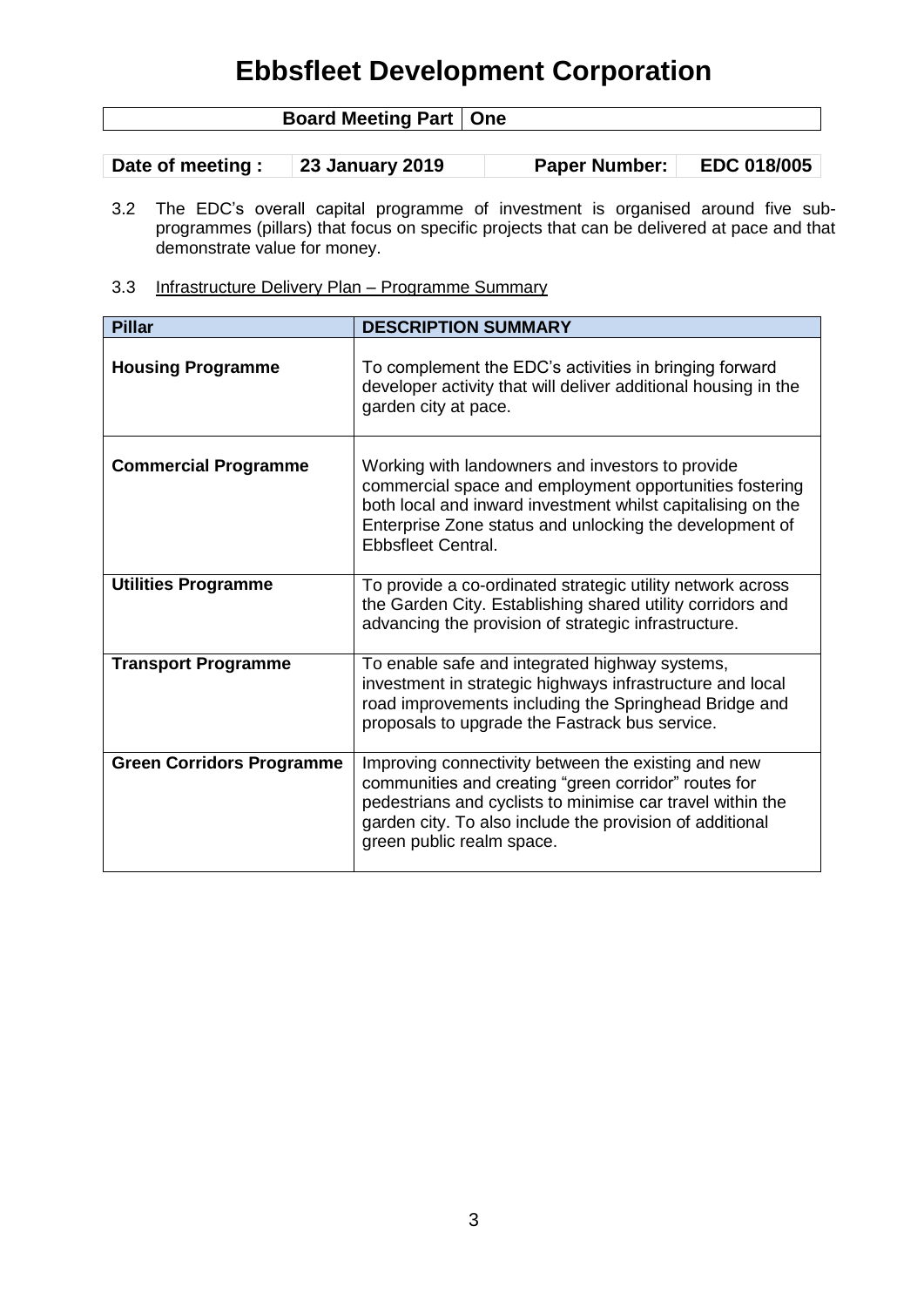3.2 The EDC's overall capital programme of investment is organised around five sub-programmes (pillars) that focus on specific projects that can be delivered at pace and that demonstrate value for money.

3.3 Infrastructure Delivery Plan – Programme Summary

| Pillar | DESCRIPTION SUMMARY |
|---|---|
| **Housing Programme** | To complement the EDC's activities in bringing forward developer activity that will deliver additional housing in the garden city at pace. |
| **Commercial Programme** | Working with landowners and investors to provide commercial space and employment opportunities fostering both local and inward investment whilst capitalising on the Enterprise Zone status and unlocking the development of Ebbsfleet Central. |
| **Utilities Programme** | To provide a co-ordinated strategic utility network across the Garden City. Establishing shared utility corridors and advancing the provision of strategic infrastructure. |
| **Transport Programme** | To enable safe and integrated highway systems, investment in strategic highways infrastructure and local road improvements including the Springhead Bridge and proposals to upgrade the Fastrack bus service. |
| **Green Corridors Programme** | Improving connectivity between the existing and new communities and creating "green corridor" routes for pedestrians and cyclists to minimise car travel within the garden city. To also include the provision of additional green public realm space. |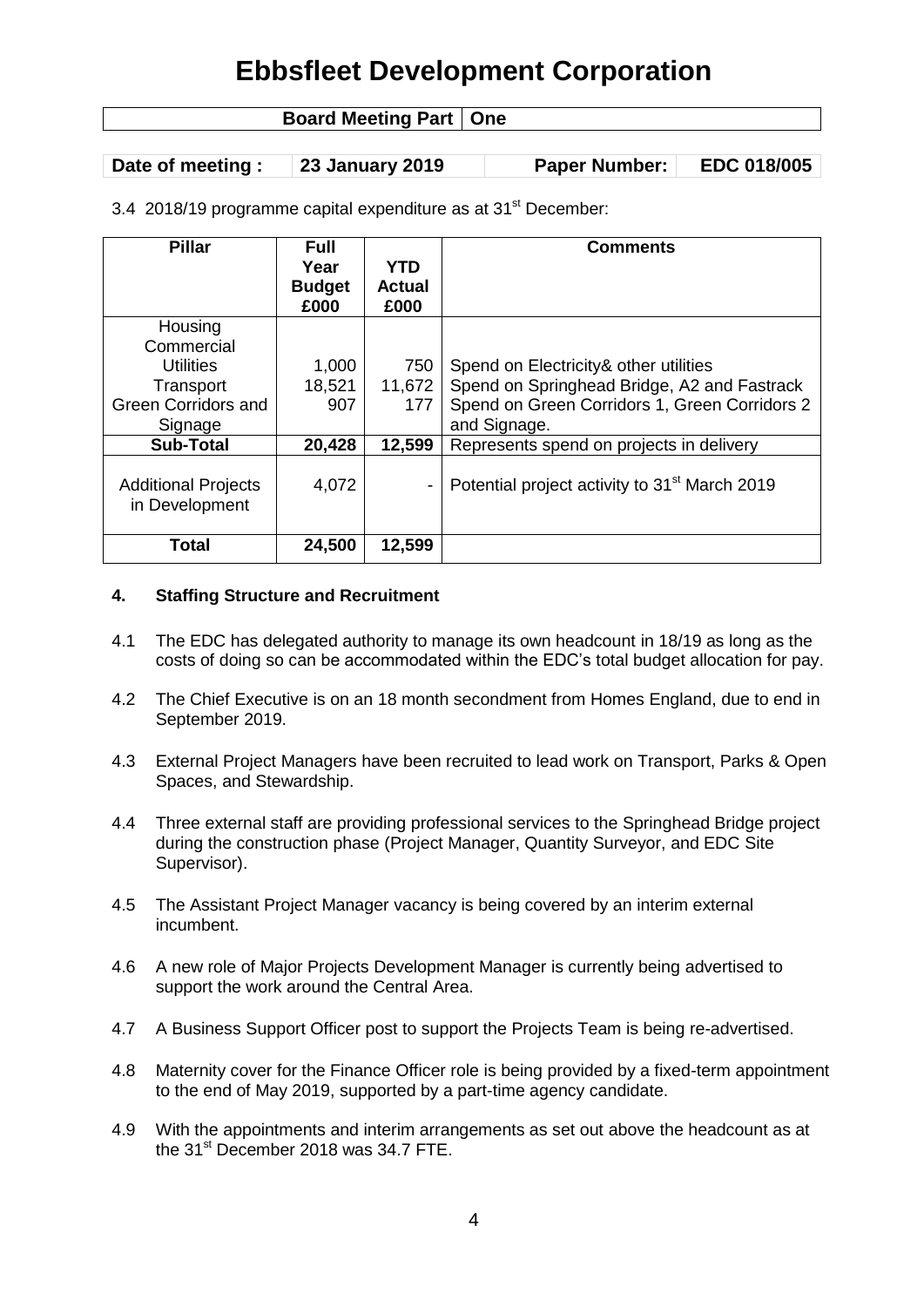# Ebbsfleet Development Corporation

| Board Meeting Part | One |
|---|---|

| Date of meeting : | 23 January 2019 | Paper Number: | EDC 018/005 |
|---|---|---|---|

3.4 2018/19 programme capital expenditure as at 31st December:

| Pillar | Full Year Budget £000 | YTD Actual £000 | Comments |
|---|---|---|---|
| Housing | | | |
| Commercial | | | |
| Utilities | 1,000 | 750 | Spend on Electricity& other utilities |
| Transport | 18,521 | 11,672 | Spend on Springhead Bridge, A2 and Fastrack |
| Green Corridors and Signage | 907 | 177 | Spend on Green Corridors 1, Green Corridors 2 and Signage. |
| **Sub-Total** | **20,428** | **12,599** | Represents spend on projects in delivery |
| Additional Projects in Development | 4,072 | - | Potential project activity to 31st March 2019 |
| **Total** | **24,500** | **12,599** | |

### 4. Staffing Structure and Recruitment

4.1 The EDC has delegated authority to manage its own headcount in 18/19 as long as the costs of doing so can be accommodated within the EDC's total budget allocation for pay.

4.2 The Chief Executive is on an 18 month secondment from Homes England, due to end in September 2019.

4.3 External Project Managers have been recruited to lead work on Transport, Parks & Open Spaces, and Stewardship.

4.4 Three external staff are providing professional services to the Springhead Bridge project during the construction phase (Project Manager, Quantity Surveyor, and EDC Site Supervisor).

4.5 The Assistant Project Manager vacancy is being covered by an interim external incumbent.

4.6 A new role of Major Projects Development Manager is currently being advertised to support the work around the Central Area.

4.7 A Business Support Officer post to support the Projects Team is being re-advertised.

4.8 Maternity cover for the Finance Officer role is being provided by a fixed-term appointment to the end of May 2019, supported by a part-time agency candidate.

4.9 With the appointments and interim arrangements as set out above the headcount as at the 31st December 2018 was 34.7 FTE.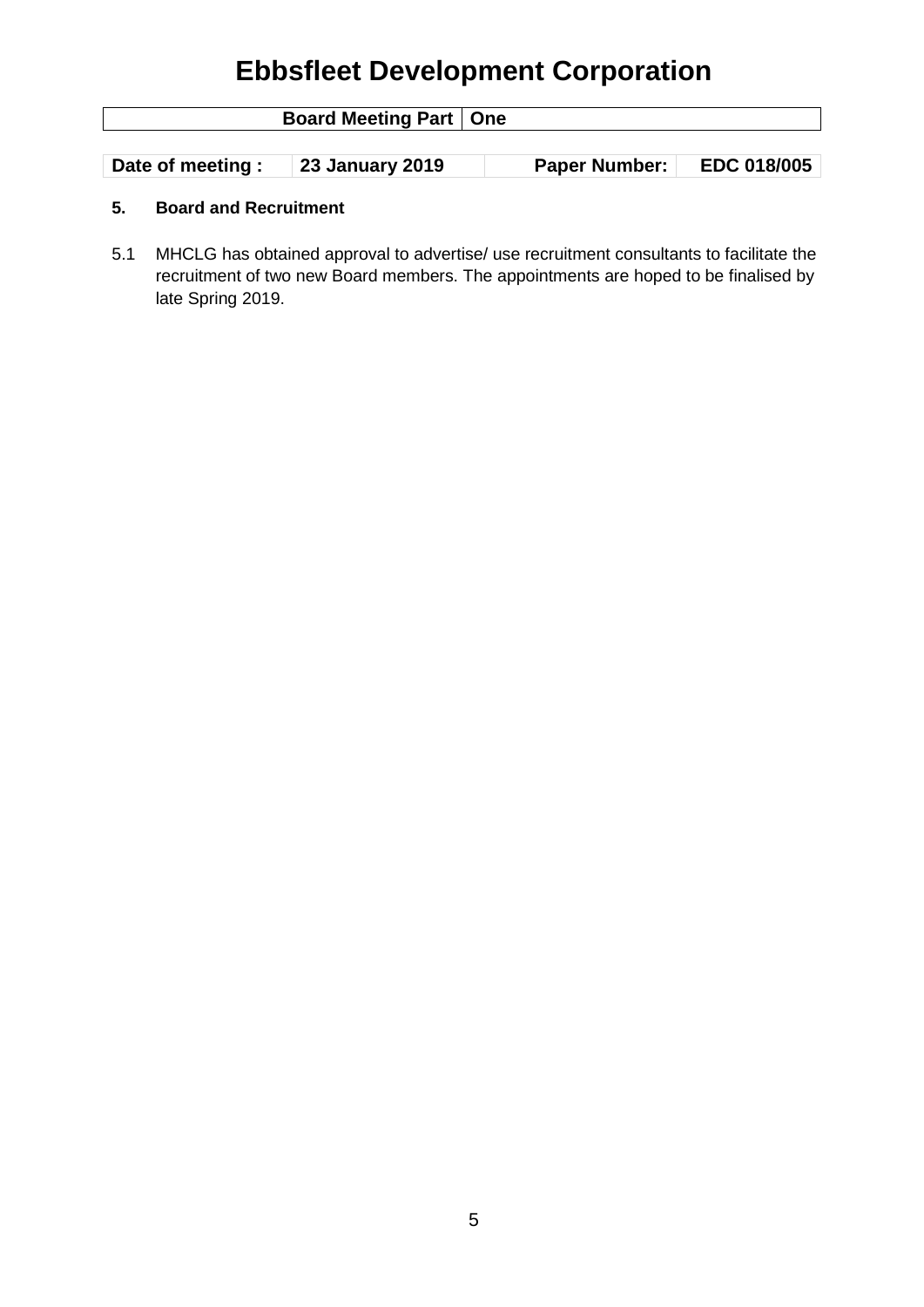# Ebbsfleet Development Corporation

| Board Meeting Part | One |
|---|---|

| Date of meeting : | 23 January 2019 | Paper Number: | EDC 018/005 |
|---|---|---|---|

**5. Board and Recruitment**

5.1 MHCLG has obtained approval to advertise/ use recruitment consultants to facilitate the recruitment of two new Board members. The appointments are hoped to be finalised by late Spring 2019.